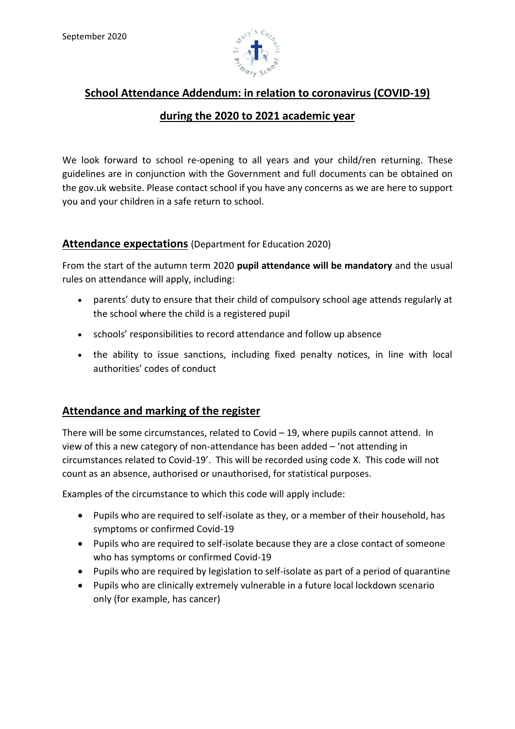September 2020

## School Attendance Addendum: in relation to coronavirus (COVID-19) during the 2020 to 2021 academic year

We look forward to school re-opening to all years and your child/ren returning. These guidelines are in conjunction with the Government and full documents can be obtained on the gov.uk website. Please contact school if you have any concerns as we are here to support you and your children in a safe return to school.

### Attendance expectations (Department for Education 2020)

From the start of the autumn term 2020 **pupil attendance will be mandatory** and the usual rules on attendance will apply, including:

- parents' duty to ensure that their child of compulsory school age attends regularly at the school where the child is a registered pupil
- schools' responsibilities to record attendance and follow up absence
- the ability to issue sanctions, including fixed penalty notices, in line with local authorities' codes of conduct

### Attendance and marking of the register

There will be some circumstances, related to Covid – 19, where pupils cannot attend. In view of this a new category of non-attendance has been added – 'not attending in circumstances related to Covid-19'. This will be recorded using code X. This code will not count as an absence, authorised or unauthorised, for statistical purposes.

Examples of the circumstance to which this code will apply include:

- Pupils who are required to self-isolate as they, or a member of their household, has symptoms or confirmed Covid-19
- Pupils who are required to self-isolate because they are a close contact of someone who has symptoms or confirmed Covid-19
- Pupils who are required by legislation to self-isolate as part of a period of quarantine
- Pupils who are clinically extremely vulnerable in a future local lockdown scenario only (for example, has cancer)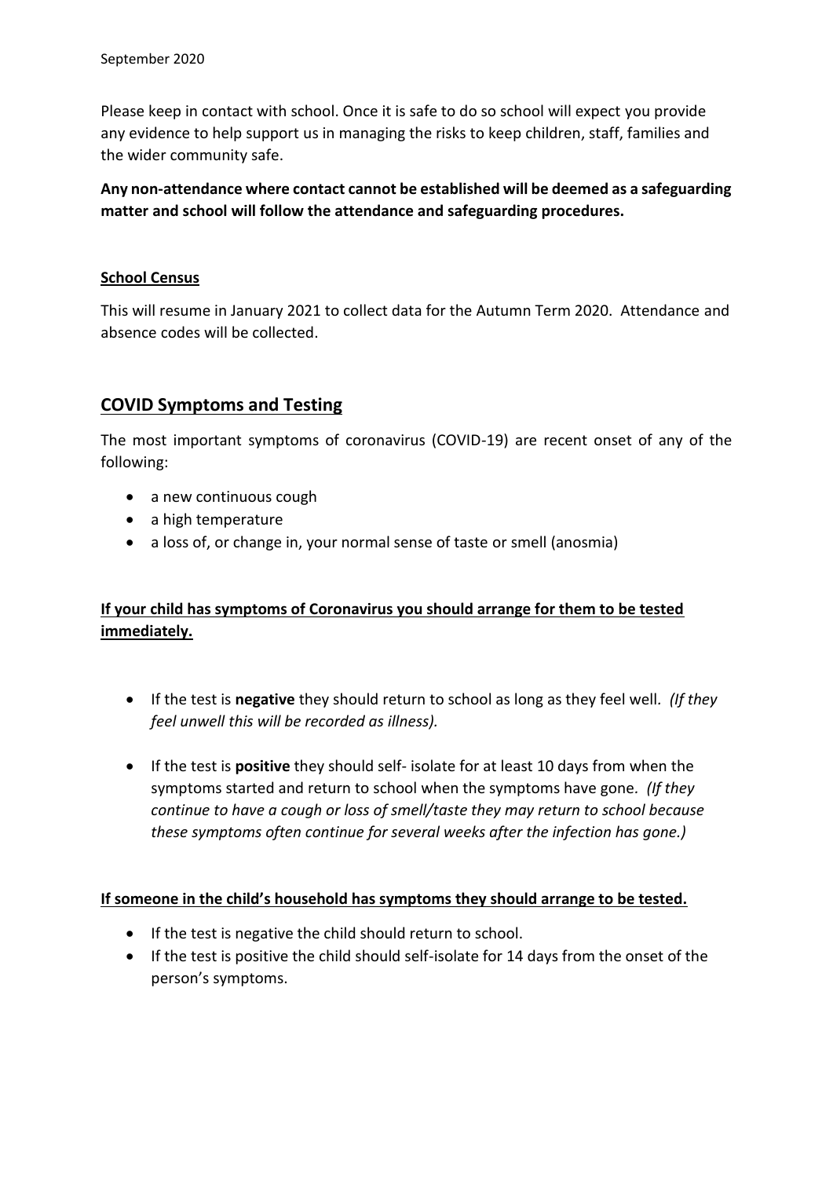September 2020

Please keep in contact with school. Once it is safe to do so school will expect you provide any evidence to help support us in managing the risks to keep children, staff, families and the wider community safe.

**Any non-attendance where contact cannot be established will be deemed as a safeguarding matter and school will follow the attendance and safeguarding procedures.**

### School Census

This will resume in January 2021 to collect data for the Autumn Term 2020. Attendance and absence codes will be collected.

## COVID Symptoms and Testing

The most important symptoms of coronavirus (COVID-19) are recent onset of any of the following:

- a new continuous cough
- a high temperature
- a loss of, or change in, your normal sense of taste or smell (anosmia)

**If your child has symptoms of Coronavirus you should arrange for them to be tested immediately.**

- If the test is **negative** they should return to school as long as they feel well. *(If they feel unwell this will be recorded as illness).*
- If the test is **positive** they should self- isolate for at least 10 days from when the symptoms started and return to school when the symptoms have gone. *(If they continue to have a cough or loss of smell/taste they may return to school because these symptoms often continue for several weeks after the infection has gone.)*

**If someone in the child's household has symptoms they should arrange to be tested.**

- If the test is negative the child should return to school.
- If the test is positive the child should self-isolate for 14 days from the onset of the person's symptoms.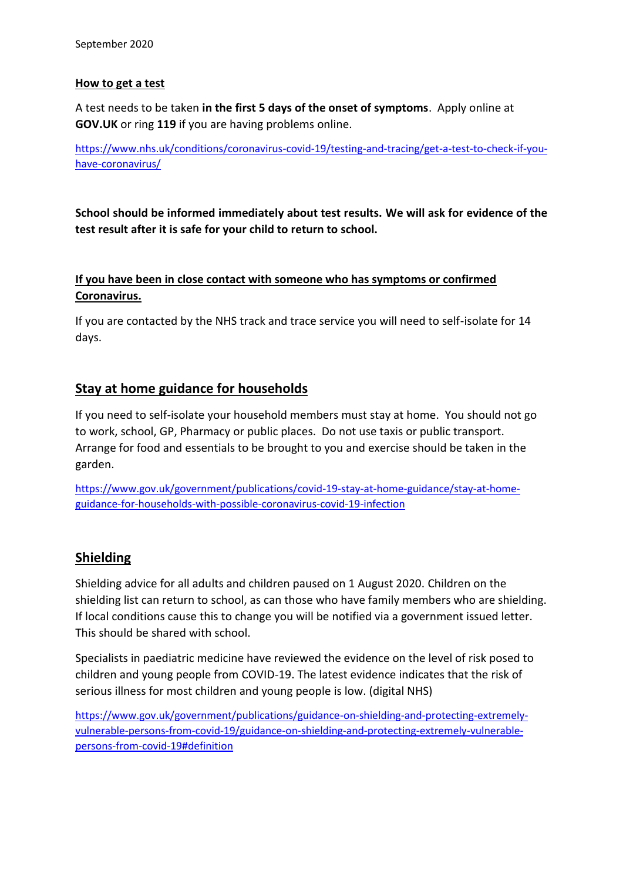September 2020

**How to get a test**

A test needs to be taken **in the first 5 days of the onset of symptoms**. Apply online at **GOV.UK** or ring **119** if you are having problems online.

https://www.nhs.uk/conditions/coronavirus-covid-19/testing-and-tracing/get-a-test-to-check-if-you-have-coronavirus/

**School should be informed immediately about test results. We will ask for evidence of the test result after it is safe for your child to return to school.**

**If you have been in close contact with someone who has symptoms or confirmed Coronavirus.**

If you are contacted by the NHS track and trace service you will need to self-isolate for 14 days.

## Stay at home guidance for households

If you need to self-isolate your household members must stay at home. You should not go to work, school, GP, Pharmacy or public places. Do not use taxis or public transport. Arrange for food and essentials to be brought to you and exercise should be taken in the garden.

https://www.gov.uk/government/publications/covid-19-stay-at-home-guidance/stay-at-home-guidance-for-households-with-possible-coronavirus-covid-19-infection

## Shielding

Shielding advice for all adults and children paused on 1 August 2020. Children on the shielding list can return to school, as can those who have family members who are shielding. If local conditions cause this to change you will be notified via a government issued letter. This should be shared with school.

Specialists in paediatric medicine have reviewed the evidence on the level of risk posed to children and young people from COVID-19. The latest evidence indicates that the risk of serious illness for most children and young people is low. (digital NHS)

https://www.gov.uk/government/publications/guidance-on-shielding-and-protecting-extremely-vulnerable-persons-from-covid-19/guidance-on-shielding-and-protecting-extremely-vulnerable-persons-from-covid-19#definition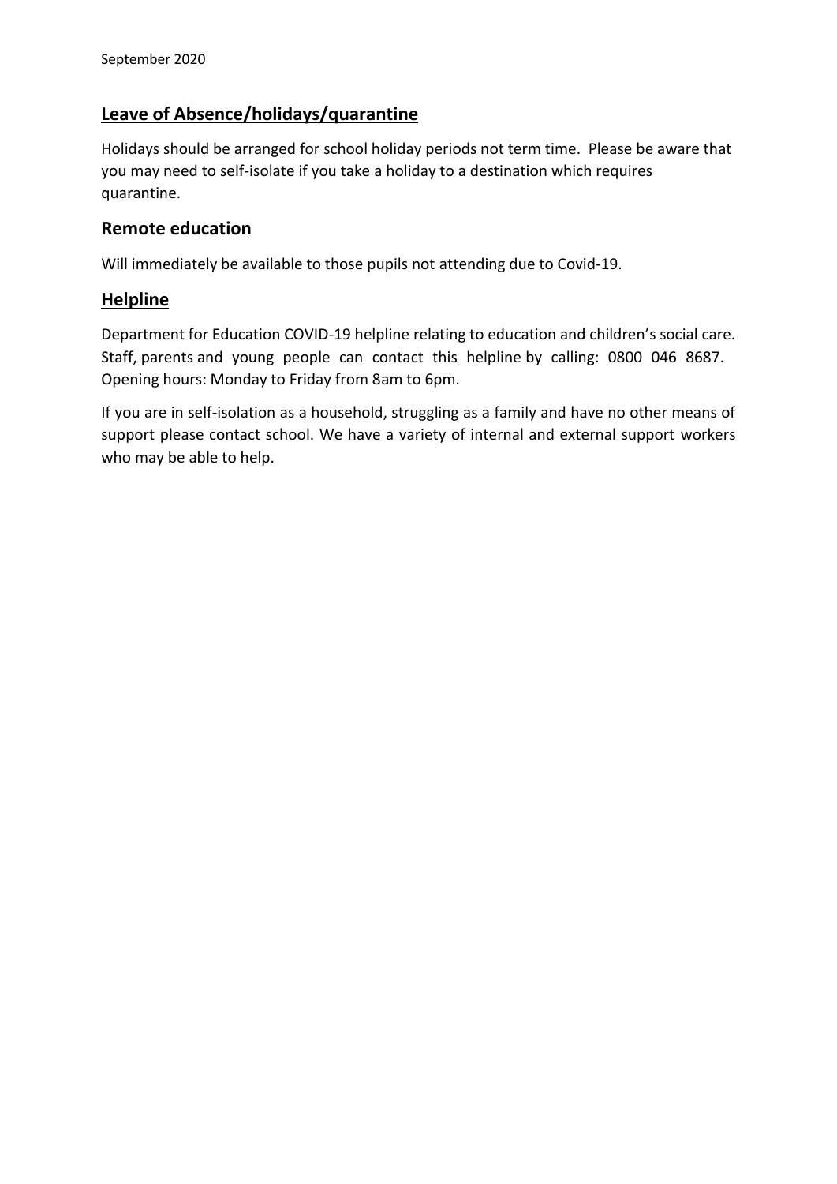September 2020

## Leave of Absence/holidays/quarantine

Holidays should be arranged for school holiday periods not term time. Please be aware that you may need to self-isolate if you take a holiday to a destination which requires quarantine.

## Remote education

Will immediately be available to those pupils not attending due to Covid-19.

## Helpline

Department for Education COVID-19 helpline relating to education and children's social care. Staff, parents and young people can contact this helpline by calling: 0800 046 8687. Opening hours: Monday to Friday from 8am to 6pm.

If you are in self-isolation as a household, struggling as a family and have no other means of support please contact school. We have a variety of internal and external support workers who may be able to help.